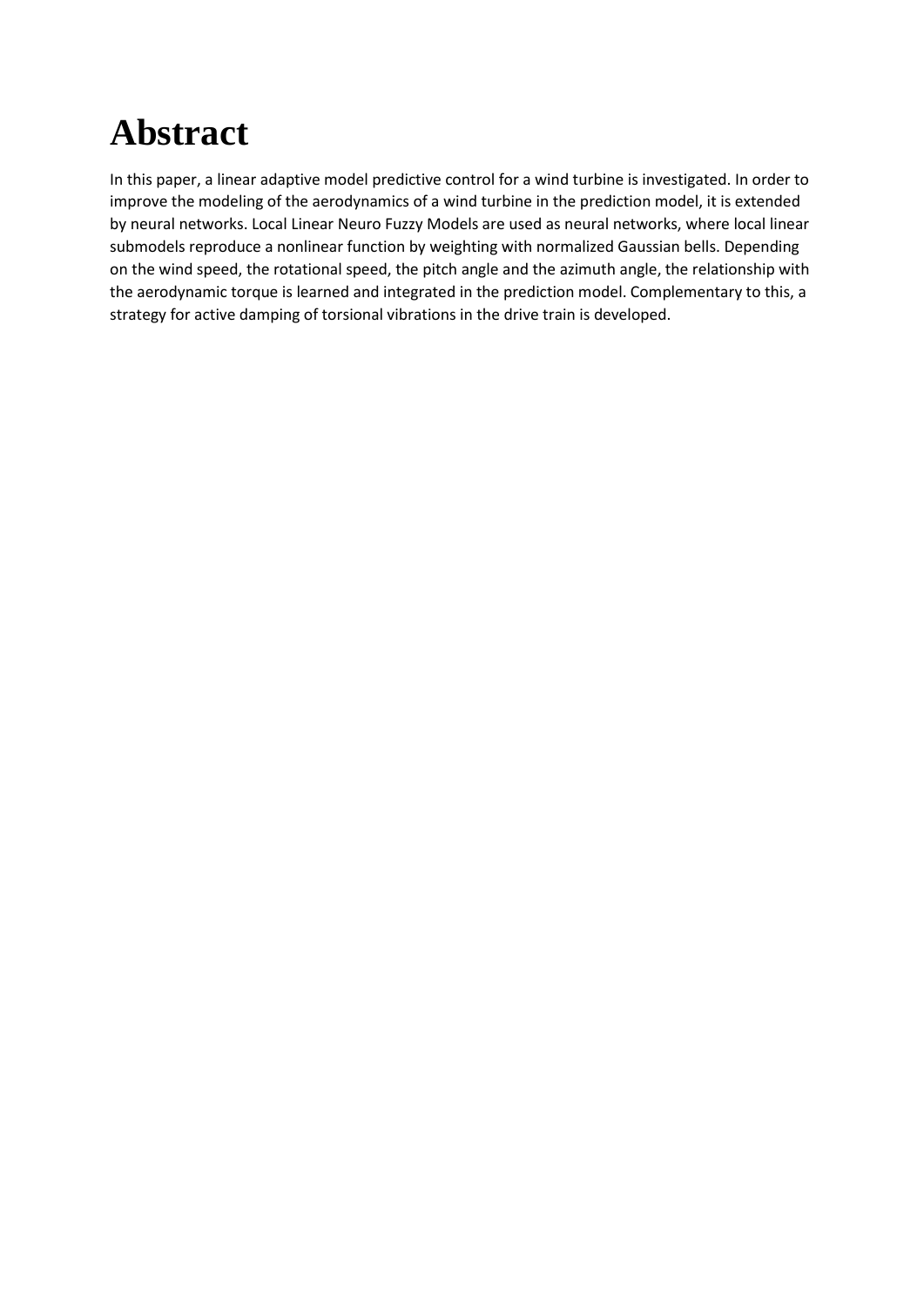# Abstract

In this paper, a linear adaptive model predictive control for a wind turbine is investigated. In order to improve the modeling of the aerodynamics of a wind turbine in the prediction model, it is extended by neural networks. Local Linear Neuro Fuzzy Models are used as neural networks, where local linear submodels reproduce a nonlinear function by weighting with normalized Gaussian bells. Depending on the wind speed, the rotational speed, the pitch angle and the azimuth angle, the relationship with the aerodynamic torque is learned and integrated in the prediction model. Complementary to this, a strategy for active damping of torsional vibrations in the drive train is developed.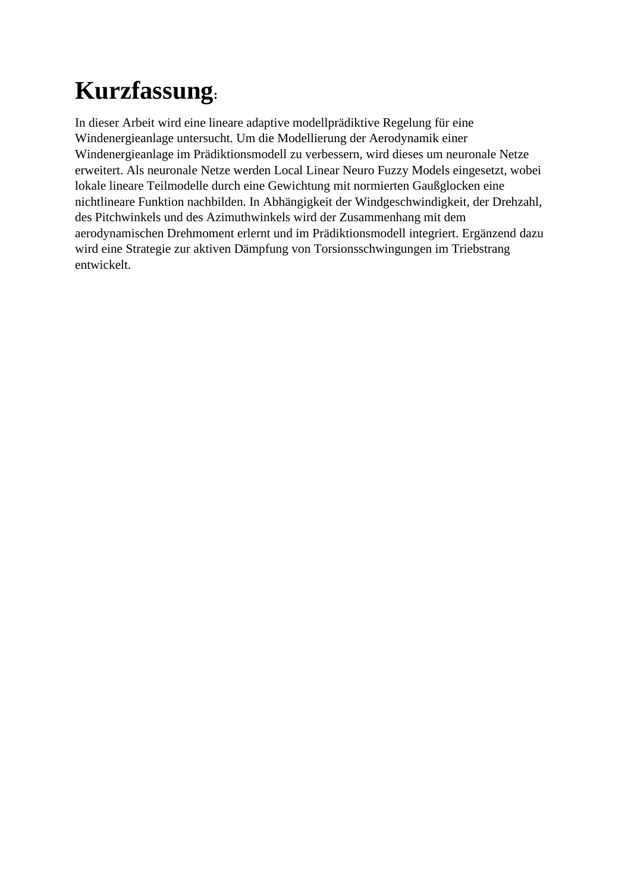# Kurzfassung:

In dieser Arbeit wird eine lineare adaptive modellprädiktive Regelung für eine Windenergieanlage untersucht. Um die Modellierung der Aerodynamik einer Windenergieanlage im Prädiktionsmodell zu verbessern, wird dieses um neuronale Netze erweitert. Als neuronale Netze werden Local Linear Neuro Fuzzy Models eingesetzt, wobei lokale lineare Teilmodelle durch eine Gewichtung mit normierten Gaußglocken eine nichtlineare Funktion nachbilden. In Abhängigkeit der Windgeschwindigkeit, der Drehzahl, des Pitchwinkels und des Azimuthwinkels wird der Zusammenhang mit dem aerodynamischen Drehmoment erlernt und im Prädiktionsmodell integriert. Ergänzend dazu wird eine Strategie zur aktiven Dämpfung von Torsionsschwingungen im Triebstrang entwickelt.